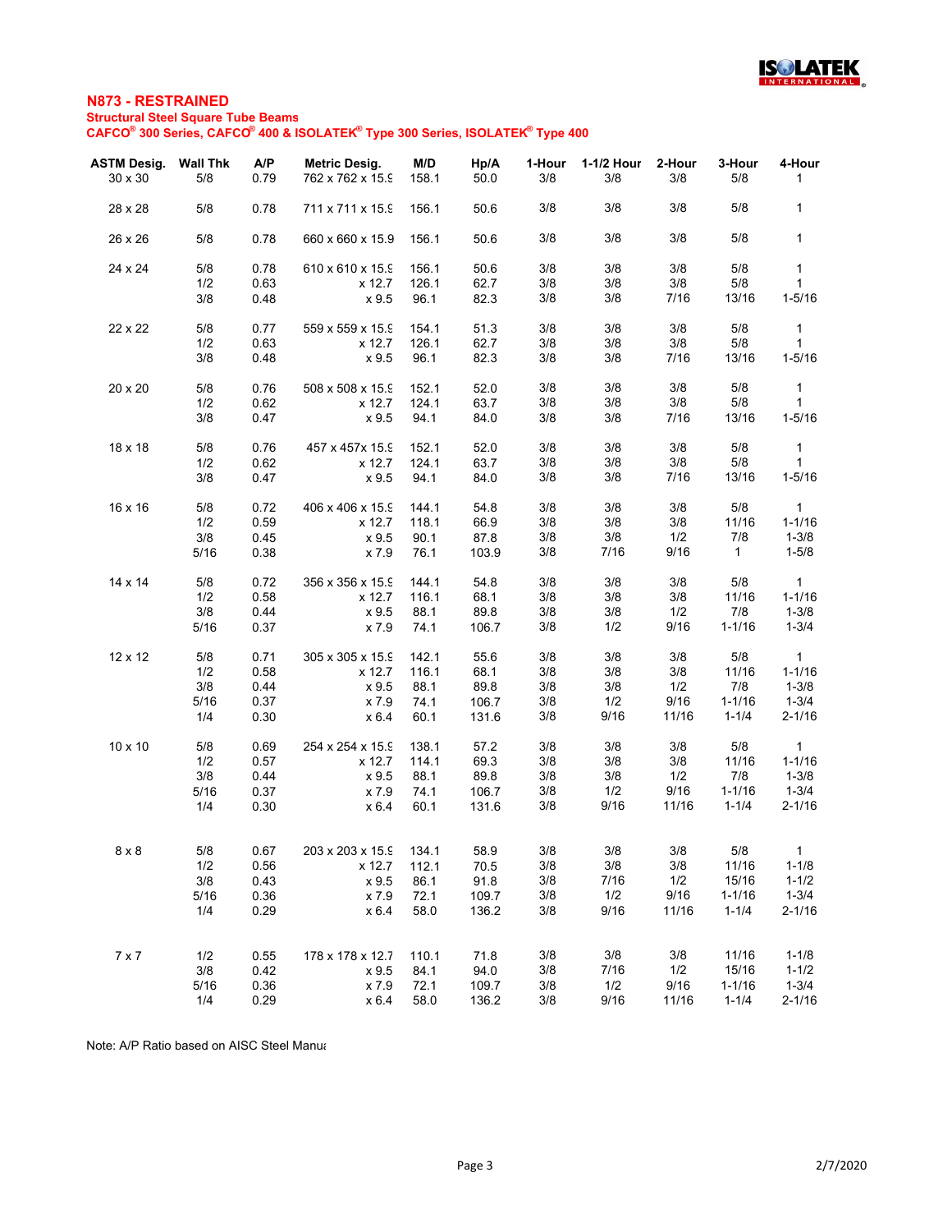## N873 - RESTRAINED

**Structural Steel Square Tube Beams**

**CAFCO® 300 Series, CAFCO® 400 & ISOLATEK® Type 300 Series, ISOLATEK® Type 400**

| ASTM Desig. | Wall Thk | A/P | Metric Desig. | M/D | Hp/A | 1-Hour | 1-1/2 Hour | 2-Hour | 3-Hour | 4-Hour |
|---|---|---|---|---|---|---|---|---|---|---|
| 30 x 30 | 5/8 | 0.79 | 762 x 762 x 15.9 | 158.1 | 50.0 | 3/8 | 3/8 | 3/8 | 5/8 | 1 |
| 28 x 28 | 5/8 | 0.78 | 711 x 711 x 15.9 | 156.1 | 50.6 | 3/8 | 3/8 | 3/8 | 5/8 | 1 |
| 26 x 26 | 5/8 | 0.78 | 660 x 660 x 15.9 | 156.1 | 50.6 | 3/8 | 3/8 | 3/8 | 5/8 | 1 |
| 24 x 24 | 5/8 | 0.78 | 610 x 610 x 15.9 | 156.1 | 50.6 | 3/8 | 3/8 | 3/8 | 5/8 | 1 |
| | 1/2 | 0.63 | x 12.7 | 126.1 | 62.7 | 3/8 | 3/8 | 3/8 | 5/8 | 1 |
| | 3/8 | 0.48 | x 9.5 | 96.1 | 82.3 | 3/8 | 3/8 | 7/16 | 13/16 | 1-5/16 |
| 22 x 22 | 5/8 | 0.77 | 559 x 559 x 15.9 | 154.1 | 51.3 | 3/8 | 3/8 | 3/8 | 5/8 | 1 |
| | 1/2 | 0.63 | x 12.7 | 126.1 | 62.7 | 3/8 | 3/8 | 3/8 | 5/8 | 1 |
| | 3/8 | 0.48 | x 9.5 | 96.1 | 82.3 | 3/8 | 3/8 | 7/16 | 13/16 | 1-5/16 |
| 20 x 20 | 5/8 | 0.76 | 508 x 508 x 15.9 | 152.1 | 52.0 | 3/8 | 3/8 | 3/8 | 5/8 | 1 |
| | 1/2 | 0.62 | x 12.7 | 124.1 | 63.7 | 3/8 | 3/8 | 3/8 | 5/8 | 1 |
| | 3/8 | 0.47 | x 9.5 | 94.1 | 84.0 | 3/8 | 3/8 | 7/16 | 13/16 | 1-5/16 |
| 18 x 18 | 5/8 | 0.76 | 457 x 457x 15.9 | 152.1 | 52.0 | 3/8 | 3/8 | 3/8 | 5/8 | 1 |
| | 1/2 | 0.62 | x 12.7 | 124.1 | 63.7 | 3/8 | 3/8 | 3/8 | 5/8 | 1 |
| | 3/8 | 0.47 | x 9.5 | 94.1 | 84.0 | 3/8 | 3/8 | 7/16 | 13/16 | 1-5/16 |
| 16 x 16 | 5/8 | 0.72 | 406 x 406 x 15.9 | 144.1 | 54.8 | 3/8 | 3/8 | 3/8 | 5/8 | 1 |
| | 1/2 | 0.59 | x 12.7 | 118.1 | 66.9 | 3/8 | 3/8 | 3/8 | 11/16 | 1-1/16 |
| | 3/8 | 0.45 | x 9.5 | 90.1 | 87.8 | 3/8 | 3/8 | 1/2 | 7/8 | 1-3/8 |
| | 5/16 | 0.38 | x 7.9 | 76.1 | 103.9 | 3/8 | 7/16 | 9/16 | 1 | 1-5/8 |
| 14 x 14 | 5/8 | 0.72 | 356 x 356 x 15.9 | 144.1 | 54.8 | 3/8 | 3/8 | 3/8 | 5/8 | 1 |
| | 1/2 | 0.58 | x 12.7 | 116.1 | 68.1 | 3/8 | 3/8 | 3/8 | 11/16 | 1-1/16 |
| | 3/8 | 0.44 | x 9.5 | 88.1 | 89.8 | 3/8 | 3/8 | 1/2 | 7/8 | 1-3/8 |
| | 5/16 | 0.37 | x 7.9 | 74.1 | 106.7 | 3/8 | 1/2 | 9/16 | 1-1/16 | 1-3/4 |
| 12 x 12 | 5/8 | 0.71 | 305 x 305 x 15.9 | 142.1 | 55.6 | 3/8 | 3/8 | 3/8 | 5/8 | 1 |
| | 1/2 | 0.58 | x 12.7 | 116.1 | 68.1 | 3/8 | 3/8 | 3/8 | 11/16 | 1-1/16 |
| | 3/8 | 0.44 | x 9.5 | 88.1 | 89.8 | 3/8 | 3/8 | 1/2 | 7/8 | 1-3/8 |
| | 5/16 | 0.37 | x 7.9 | 74.1 | 106.7 | 3/8 | 1/2 | 9/16 | 1-1/16 | 1-3/4 |
| | 1/4 | 0.30 | x 6.4 | 60.1 | 131.6 | 3/8 | 9/16 | 11/16 | 1-1/4 | 2-1/16 |
| 10 x 10 | 5/8 | 0.69 | 254 x 254 x 15.9 | 138.1 | 57.2 | 3/8 | 3/8 | 3/8 | 5/8 | 1 |
| | 1/2 | 0.57 | x 12.7 | 114.1 | 69.3 | 3/8 | 3/8 | 3/8 | 11/16 | 1-1/16 |
| | 3/8 | 0.44 | x 9.5 | 88.1 | 89.8 | 3/8 | 3/8 | 1/2 | 7/8 | 1-3/8 |
| | 5/16 | 0.37 | x 7.9 | 74.1 | 106.7 | 3/8 | 1/2 | 9/16 | 1-1/16 | 1-3/4 |
| | 1/4 | 0.30 | x 6.4 | 60.1 | 131.6 | 3/8 | 9/16 | 11/16 | 1-1/4 | 2-1/16 |
| 8 x 8 | 5/8 | 0.67 | 203 x 203 x 15.9 | 134.1 | 58.9 | 3/8 | 3/8 | 3/8 | 5/8 | 1 |
| | 1/2 | 0.56 | x 12.7 | 112.1 | 70.5 | 3/8 | 3/8 | 3/8 | 11/16 | 1-1/8 |
| | 3/8 | 0.43 | x 9.5 | 86.1 | 91.8 | 3/8 | 7/16 | 1/2 | 15/16 | 1-1/2 |
| | 5/16 | 0.36 | x 7.9 | 72.1 | 109.7 | 3/8 | 1/2 | 9/16 | 1-1/16 | 1-3/4 |
| | 1/4 | 0.29 | x 6.4 | 58.0 | 136.2 | 3/8 | 9/16 | 11/16 | 1-1/4 | 2-1/16 |
| 7 x 7 | 1/2 | 0.55 | 178 x 178 x 12.7 | 110.1 | 71.8 | 3/8 | 3/8 | 3/8 | 11/16 | 1-1/8 |
| | 3/8 | 0.42 | x 9.5 | 84.1 | 94.0 | 3/8 | 7/16 | 1/2 | 15/16 | 1-1/2 |
| | 5/16 | 0.36 | x 7.9 | 72.1 | 109.7 | 3/8 | 1/2 | 9/16 | 1-1/16 | 1-3/4 |
| | 1/4 | 0.29 | x 6.4 | 58.0 | 136.2 | 3/8 | 9/16 | 11/16 | 1-1/4 | 2-1/16 |

Note: A/P Ratio based on AISC Steel Manua

2/7/2020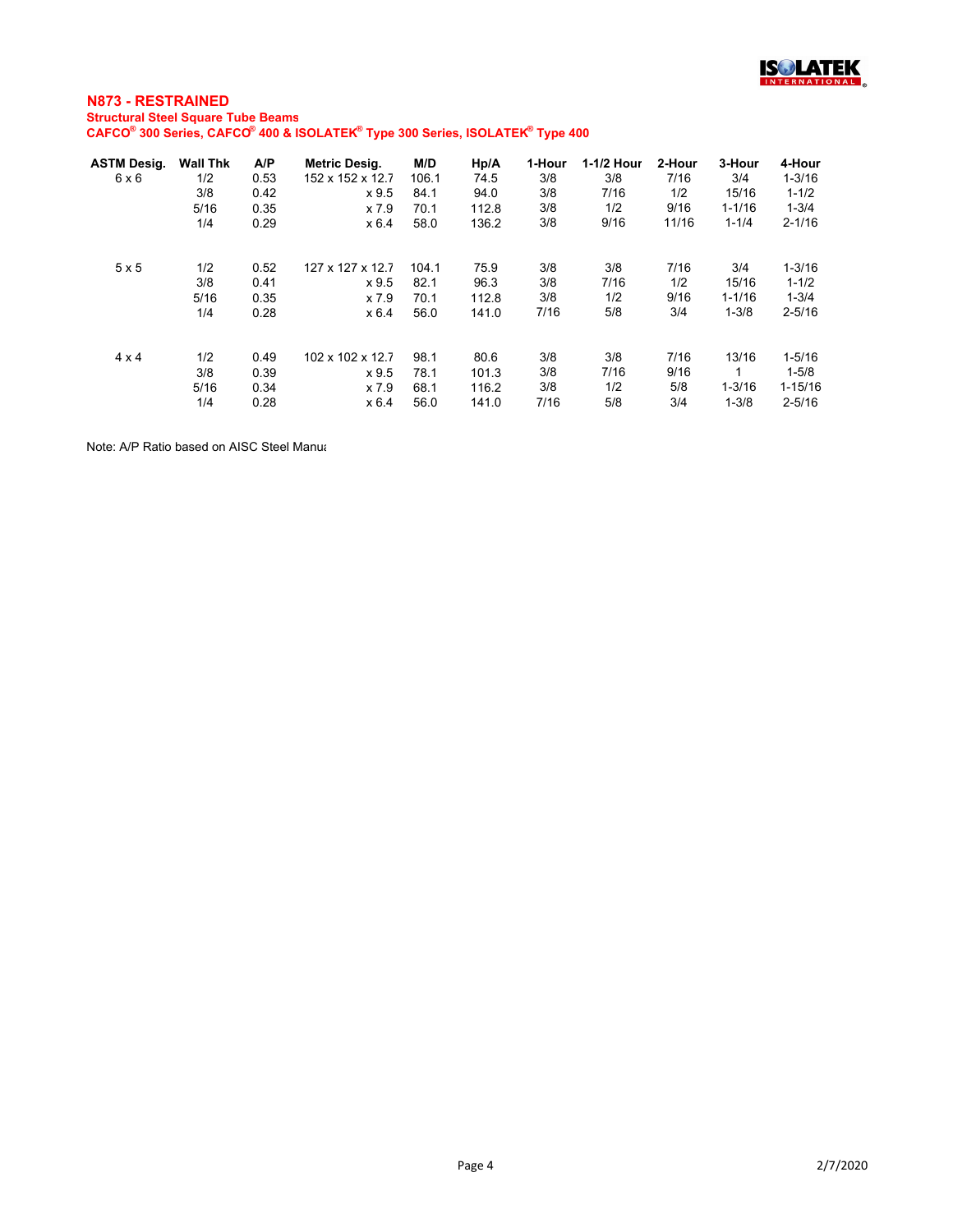## N873 - RESTRAINED

**Structural Steel Square Tube Beams**

**CAFCO® 300 Series, CAFCO® 400 & ISOLATEK® Type 300 Series, ISOLATEK® Type 400**

| ASTM Desig. | Wall Thk | A/P | Metric Desig. | M/D | Hp/A | 1-Hour | 1-1/2 Hour | 2-Hour | 3-Hour | 4-Hour |
|---|---|---|---|---|---|---|---|---|---|---|
| 6 x 6 | 1/2 | 0.53 | 152 x 152 x 12.7 | 106.1 | 74.5 | 3/8 | 3/8 | 7/16 | 3/4 | 1-3/16 |
| | 3/8 | 0.42 | x 9.5 | 84.1 | 94.0 | 3/8 | 7/16 | 1/2 | 15/16 | 1-1/2 |
| | 5/16 | 0.35 | x 7.9 | 70.1 | 112.8 | 3/8 | 1/2 | 9/16 | 1-1/16 | 1-3/4 |
| | 1/4 | 0.29 | x 6.4 | 58.0 | 136.2 | 3/8 | 9/16 | 11/16 | 1-1/4 | 2-1/16 |
| 5 x 5 | 1/2 | 0.52 | 127 x 127 x 12.7 | 104.1 | 75.9 | 3/8 | 3/8 | 7/16 | 3/4 | 1-3/16 |
| | 3/8 | 0.41 | x 9.5 | 82.1 | 96.3 | 3/8 | 7/16 | 1/2 | 15/16 | 1-1/2 |
| | 5/16 | 0.35 | x 7.9 | 70.1 | 112.8 | 3/8 | 1/2 | 9/16 | 1-1/16 | 1-3/4 |
| | 1/4 | 0.28 | x 6.4 | 56.0 | 141.0 | 7/16 | 5/8 | 3/4 | 1-3/8 | 2-5/16 |
| 4 x 4 | 1/2 | 0.49 | 102 x 102 x 12.7 | 98.1 | 80.6 | 3/8 | 3/8 | 7/16 | 13/16 | 1-5/16 |
| | 3/8 | 0.39 | x 9.5 | 78.1 | 101.3 | 3/8 | 7/16 | 9/16 | 1 | 1-5/8 |
| | 5/16 | 0.34 | x 7.9 | 68.1 | 116.2 | 3/8 | 1/2 | 5/8 | 1-3/16 | 1-15/16 |
| | 1/4 | 0.28 | x 6.4 | 56.0 | 141.0 | 7/16 | 5/8 | 3/4 | 1-3/8 | 2-5/16 |

Note: A/P Ratio based on AISC Steel Manua